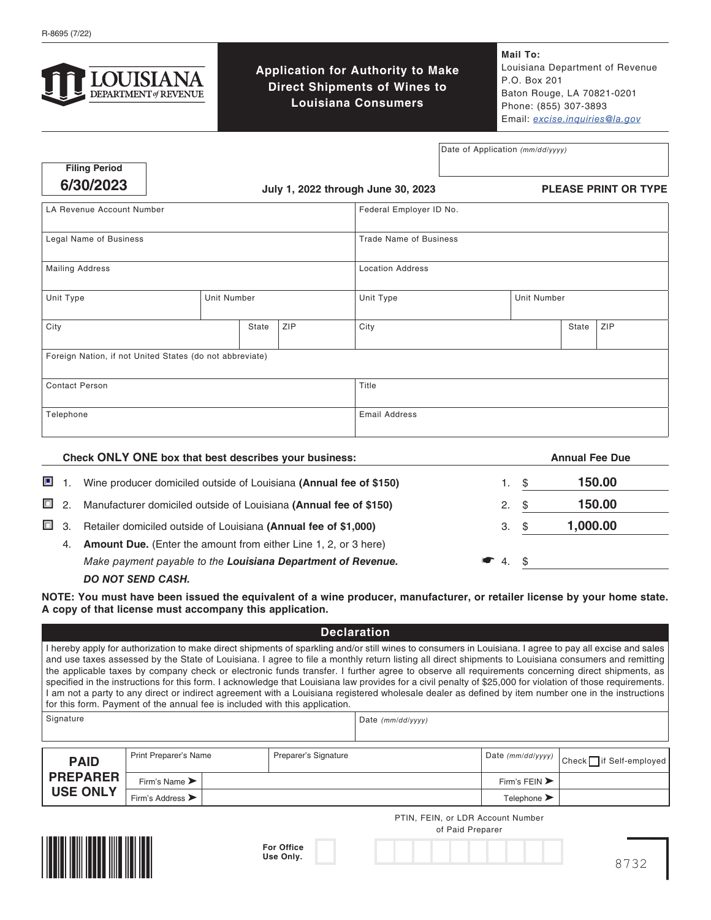R-8695 (7/22)

**LOUISIANA DEPARTMENT of REVENUE**

# Application for Authority to Make Direct Shipments of Wines to Louisiana Consumers

**Mail To:**
Louisiana Department of Revenue
P.O. Box 201
Baton Rouge, LA 70821-0201
Phone: (855) 307-3893
Email: excise.inquiries@la.gov

Date of Application *(mm/dd/yyyy)*

**Filing Period**
**6/30/2023**

**July 1, 2022 through June 30, 2023** **PLEASE PRINT OR TYPE**

| LA Revenue Account Number | | | Federal Employer ID No. | | |
|---|---|---|---|---|---|
| Legal Name of Business | | | Trade Name of Business | | |
| Mailing Address | | | Location Address | | |
| Unit Type | Unit Number | | Unit Type | Unit Number | |
| City | State | ZIP | City | State | ZIP |
| Foreign Nation, if not United States (do not abbreviate) | | | | | |
| Contact Person | | | Title | | |
| Telephone | | | Email Address | | |

**Check ONLY ONE box that best describes your business:** **Annual Fee Due**

| | | | | Annual Fee Due |
|---|---|---|---|---|
| ☒ | 1. | Wine producer domiciled outside of Louisiana **(Annual fee of $150)** | 1. | $ 150.00 |
| ☐ | 2. | Manufacturer domiciled outside of Louisiana **(Annual fee of $150)** | 2. | $ 150.00 |
| ☐ | 3. | Retailer domiciled outside of Louisiana **(Annual fee of $1,000)** | 3. | $ 1,000.00 |
| | 4. | **Amount Due.** (Enter the amount from either Line 1, 2, or 3 here) *Make payment payable to the **Louisiana Department of Revenue.*** ***DO NOT SEND CASH.*** | 4. | $ |

**NOTE: You must have been issued the equivalent of a wine producer, manufacturer, or retailer license by your home state. A copy of that license must accompany this application.**

## Declaration

I hereby apply for authorization to make direct shipments of sparkling and/or still wines to consumers in Louisiana. I agree to pay all excise and sales and use taxes assessed by the State of Louisiana. I agree to file a monthly return listing all direct shipments to Louisiana consumers and remitting the applicable taxes by company check or electronic funds transfer. I further agree to observe all requirements concerning direct shipments, as specified in the instructions for this form. I acknowledge that Louisiana law provides for a civil penalty of $25,000 for violation of those requirements. I am not a party to any direct or indirect agreement with a Louisiana registered wholesale dealer as defined by item number one in the instructions for this form. Payment of the annual fee is included with this application.

| Signature | Date *(mm/dd/yyyy)* |
|---|---|
| | |

| **PAID PREPARER USE ONLY** | Print Preparer's Name | Preparer's Signature | Date *(mm/dd/yyyy)* | Check ☐ if Self-employed |
|---|---|---|---|---|
| | Firm's Name ➤ | | Firm's FEIN ➤ | |
| | Firm's Address ➤ | | Telephone ➤ | |

PTIN, FEIN, or LDR Account Number of Paid Preparer

**For Office Use Only.**

8732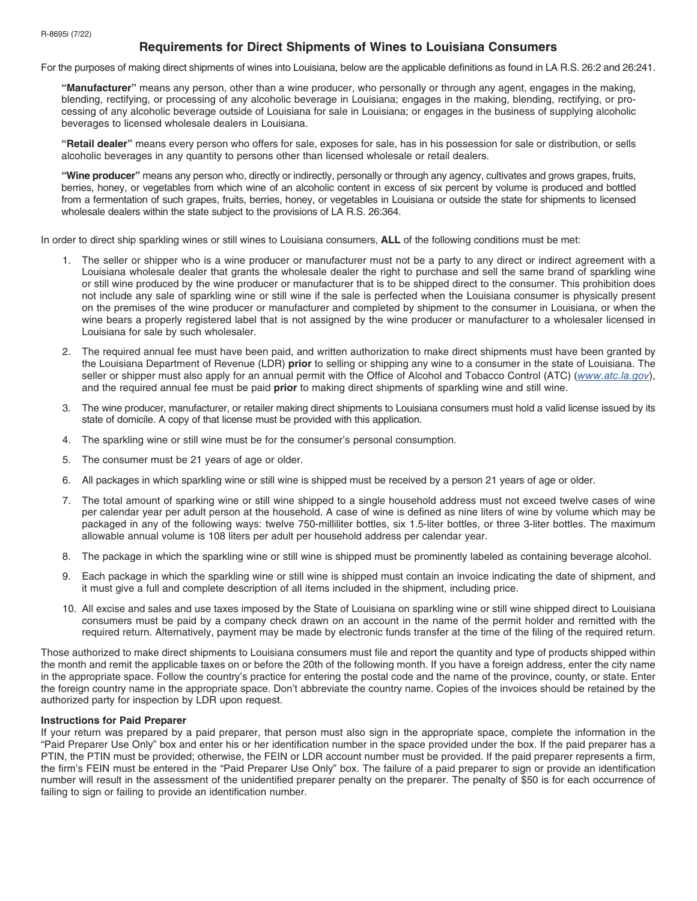## Requirements for Direct Shipments of Wines to Louisiana Consumers

For the purposes of making direct shipments of wines into Louisiana, below are the applicable definitions as found in LA R.S. 26:2 and 26:241.

> **"Manufacturer"** means any person, other than a wine producer, who personally or through any agent, engages in the making, blending, rectifying, or processing of any alcoholic beverage in Louisiana; engages in the making, blending, rectifying, or processing of any alcoholic beverage outside of Louisiana for sale in Louisiana; or engages in the business of supplying alcoholic beverages to licensed wholesale dealers in Louisiana.
>
> **"Retail dealer"** means every person who offers for sale, exposes for sale, has in his possession for sale or distribution, or sells alcoholic beverages in any quantity to persons other than licensed wholesale or retail dealers.
>
> **"Wine producer"** means any person who, directly or indirectly, personally or through any agency, cultivates and grows grapes, fruits, berries, honey, or vegetables from which wine of an alcoholic content in excess of six percent by volume is produced and bottled from a fermentation of such grapes, fruits, berries, honey, or vegetables in Louisiana or outside the state for shipments to licensed wholesale dealers within the state subject to the provisions of LA R.S. 26:364.

In order to direct ship sparkling wines or still wines to Louisiana consumers, **ALL** of the following conditions must be met:

1. The seller or shipper who is a wine producer or manufacturer must not be a party to any direct or indirect agreement with a Louisiana wholesale dealer that grants the wholesale dealer the right to purchase and sell the same brand of sparkling wine or still wine produced by the wine producer or manufacturer that is to be shipped direct to the consumer. This prohibition does not include any sale of sparkling wine or still wine if the sale is perfected when the Louisiana consumer is physically present on the premises of the wine producer or manufacturer and completed by shipment to the consumer in Louisiana, or when the wine bears a properly registered label that is not assigned by the wine producer or manufacturer to a wholesaler licensed in Louisiana for sale by such wholesaler.
2. The required annual fee must have been paid, and written authorization to make direct shipments must have been granted by the Louisiana Department of Revenue (LDR) **prior** to selling or shipping any wine to a consumer in the state of Louisiana. The seller or shipper must also apply for an annual permit with the Office of Alcohol and Tobacco Control (ATC) (*www.atc.la.gov*), and the required annual fee must be paid **prior** to making direct shipments of sparkling wine and still wine.
3. The wine producer, manufacturer, or retailer making direct shipments to Louisiana consumers must hold a valid license issued by its state of domicile. A copy of that license must be provided with this application.
4. The sparkling wine or still wine must be for the consumer's personal consumption.
5. The consumer must be 21 years of age or older.
6. All packages in which sparkling wine or still wine is shipped must be received by a person 21 years of age or older.
7. The total amount of sparking wine or still wine shipped to a single household address must not exceed twelve cases of wine per calendar year per adult person at the household. A case of wine is defined as nine liters of wine by volume which may be packaged in any of the following ways: twelve 750-milliliter bottles, six 1.5-liter bottles, or three 3-liter bottles. The maximum allowable annual volume is 108 liters per adult per household address per calendar year.
8. The package in which the sparkling wine or still wine is shipped must be prominently labeled as containing beverage alcohol.
9. Each package in which the sparkling wine or still wine is shipped must contain an invoice indicating the date of shipment, and it must give a full and complete description of all items included in the shipment, including price.
10. All excise and sales and use taxes imposed by the State of Louisiana on sparkling wine or still wine shipped direct to Louisiana consumers must be paid by a company check drawn on an account in the name of the permit holder and remitted with the required return. Alternatively, payment may be made by electronic funds transfer at the time of the filing of the required return.

Those authorized to make direct shipments to Louisiana consumers must file and report the quantity and type of products shipped within the month and remit the applicable taxes on or before the 20th of the following month. If you have a foreign address, enter the city name in the appropriate space. Follow the country's practice for entering the postal code and the name of the province, county, or state. Enter the foreign country name in the appropriate space. Don't abbreviate the country name. Copies of the invoices should be retained by the authorized party for inspection by LDR upon request.

**Instructions for Paid Preparer**

If your return was prepared by a paid preparer, that person must also sign in the appropriate space, complete the information in the "Paid Preparer Use Only" box and enter his or her identification number in the space provided under the box. If the paid preparer has a PTIN, the PTIN must be provided; otherwise, the FEIN or LDR account number must be provided. If the paid preparer represents a firm, the firm's FEIN must be entered in the "Paid Preparer Use Only" box. The failure of a paid preparer to sign or provide an identification number will result in the assessment of the unidentified preparer penalty on the preparer. The penalty of $50 is for each occurrence of failing to sign or failing to provide an identification number.